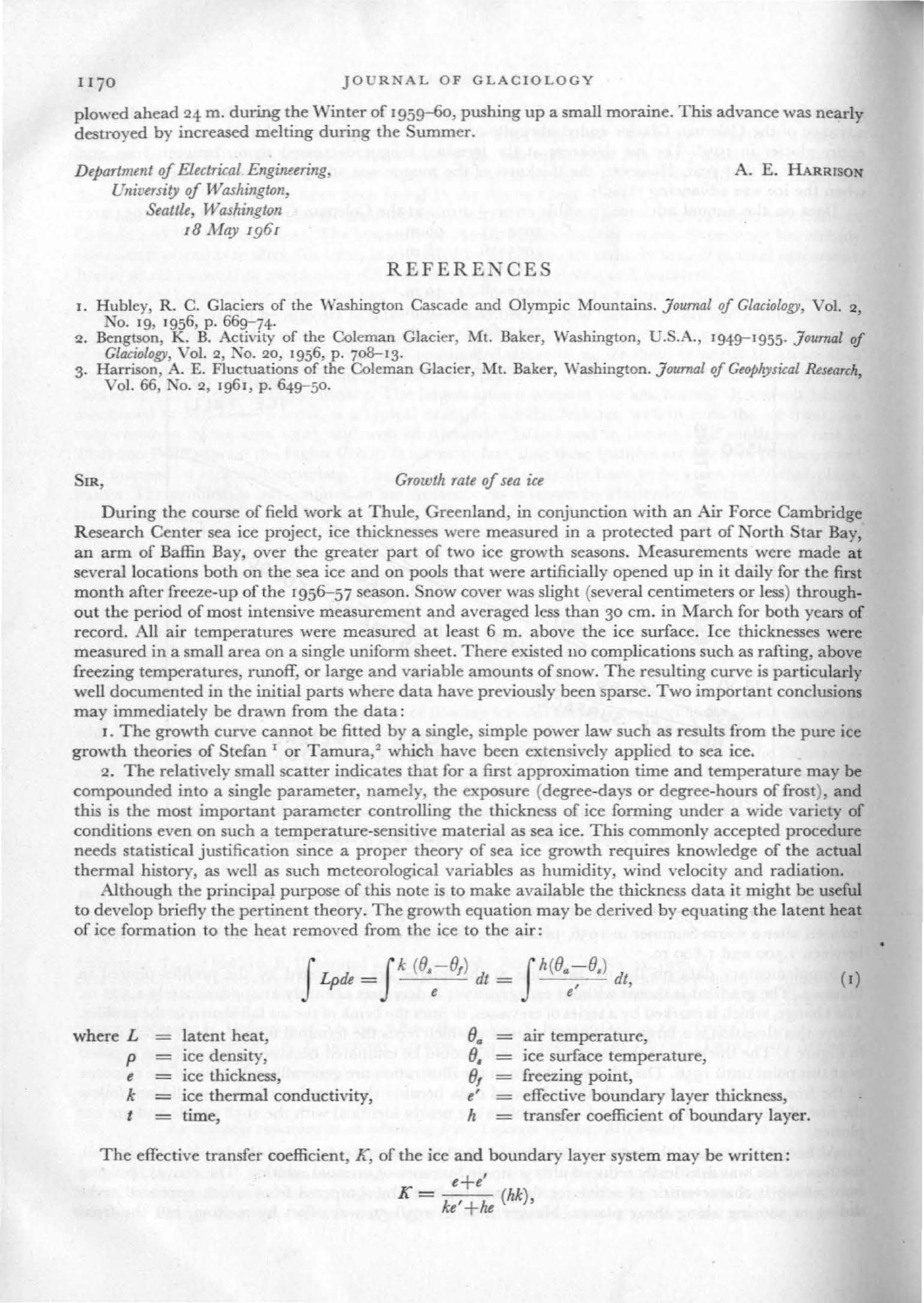plowed ahead 24 m. during the Winter of 1959–60, pushing up a small moraine. This advance was nearly destroyed by increased melting during the Summer.

*Department of Electrical Engineering,*
*University of Washington,*
*Seattle, Washington*
*18 May 1961*

A. E. HARRISON

## REFERENCES

1. Hubley, R. C. Glaciers of the Washington Cascade and Olympic Mountains. *Journal of Glaciology*, Vol. 2, No. 19, 1956, p. 669–74.
2. Bengtson, K. B. Activity of the Coleman Glacier, Mt. Baker, Washington, U.S.A., 1949–1955. *Journal of Glaciology*, Vol. 2, No. 20, 1956, p. 708–13.
3. Harrison, A. E. Fluctuations of the Coleman Glacier, Mt. Baker, Washington. *Journal of Geophysical Research*, Vol. 66, No. 2, 1961, p. 649–50.

SIR,

## *Growth rate of sea ice*

During the course of field work at Thule, Greenland, in conjunction with an Air Force Cambridge Research Center sea ice project, ice thicknesses were measured in a protected part of North Star Bay, an arm of Baffin Bay, over the greater part of two ice growth seasons. Measurements were made at several locations both on the sea ice and on pools that were artificially opened up in it daily for the first month after freeze-up of the 1956–57 season. Snow cover was slight (several centimeters or less) throughout the period of most intensive measurement and averaged less than 30 cm. in March for both years of record. All air temperatures were measured at least 6 m. above the ice surface. Ice thicknesses were measured in a small area on a single uniform sheet. There existed no complications such as rafting, above freezing temperatures, runoff, or large and variable amounts of snow. The resulting curve is particularly well documented in the initial parts where data have previously been sparse. Two important conclusions may immediately be drawn from the data:

1. The growth curve cannot be fitted by a single, simple power law such as results from the pure ice growth theories of Stefan [1] or Tamura,[2] which have been extensively applied to sea ice.

2. The relatively small scatter indicates that for a first approximation time and temperature may be compounded into a single parameter, namely, the exposure (degree-days or degree-hours of frost), and this is the most important parameter controlling the thickness of ice forming under a wide variety of conditions even on such a temperature-sensitive material as sea ice. This commonly accepted procedure needs statistical justification since a proper theory of sea ice growth requires knowledge of the actual thermal history, as well as such meteorological variables as humidity, wind velocity and radiation.

Although the principal purpose of this note is to make available the thickness data it might be useful to develop briefly the pertinent theory. The growth equation may be derived by equating the latent heat of ice formation to the heat removed from the ice to the air:

$$\int L\rho de = \int \frac{k\,(\theta_s - \theta_f)}{e}\, dt = \int \frac{h(\theta_a - \theta_s)}{e'}\, dt, \tag{1}$$

where $L$ = latent heat, $\theta_a$ = air temperature,
$\rho$ = ice density, $\theta_s$ = ice surface temperature,
$e$ = ice thickness, $\theta_f$ = freezing point,
$k$ = ice thermal conductivity, $e'$ = effective boundary layer thickness,
$t$ = time, $h$ = transfer coefficient of boundary layer.

The effective transfer coefficient, $K$, of the ice and boundary layer system may be written:

$$K = \frac{e+e'}{ke'+he}(hk),$$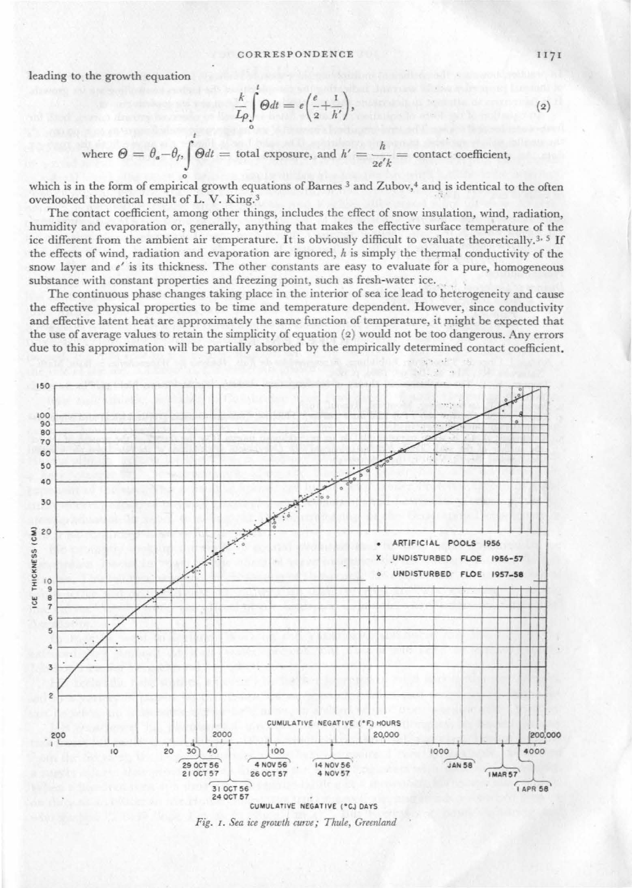leading to the growth equation

$$\frac{k}{L\rho}\int_0^t \Theta dt = e\left(\frac{e}{2}+\frac{1}{h'}\right), \tag{2}$$

where $\Theta = \theta_a - \theta_f$, $\int_0^t \Theta dt$ = total exposure, and $h' = \frac{h}{2e'k}$ = contact coefficient,

which is in the form of empirical growth equations of Barnes [3] and Zubov,[4] and is identical to the often overlooked theoretical result of L. V. King.[3]

The contact coefficient, among other things, includes the effect of snow insulation, wind, radiation, humidity and evaporation or, generally, anything that makes the effective surface temperature of the ice different from the ambient air temperature. It is obviously difficult to evaluate theoretically.[3, 5] If the effects of wind, radiation and evaporation are ignored, $h$ is simply the thermal conductivity of the snow layer and $e'$ is its thickness. The other constants are easy to evaluate for a pure, homogeneous substance with constant properties and freezing point, such as fresh-water ice.

The continuous phase changes taking place in the interior of sea ice lead to heterogeneity and cause the effective physical properties to be time and temperature dependent. However, since conductivity and effective latent heat are approximately the same function of temperature, it might be expected that the use of average values to retain the simplicity of equation (2) would not be too dangerous. Any errors due to this approximation will be partially absorbed by the empirically determined contact coefficient.

*Fig. 1. Sea ice growth curve; Thule, Greenland*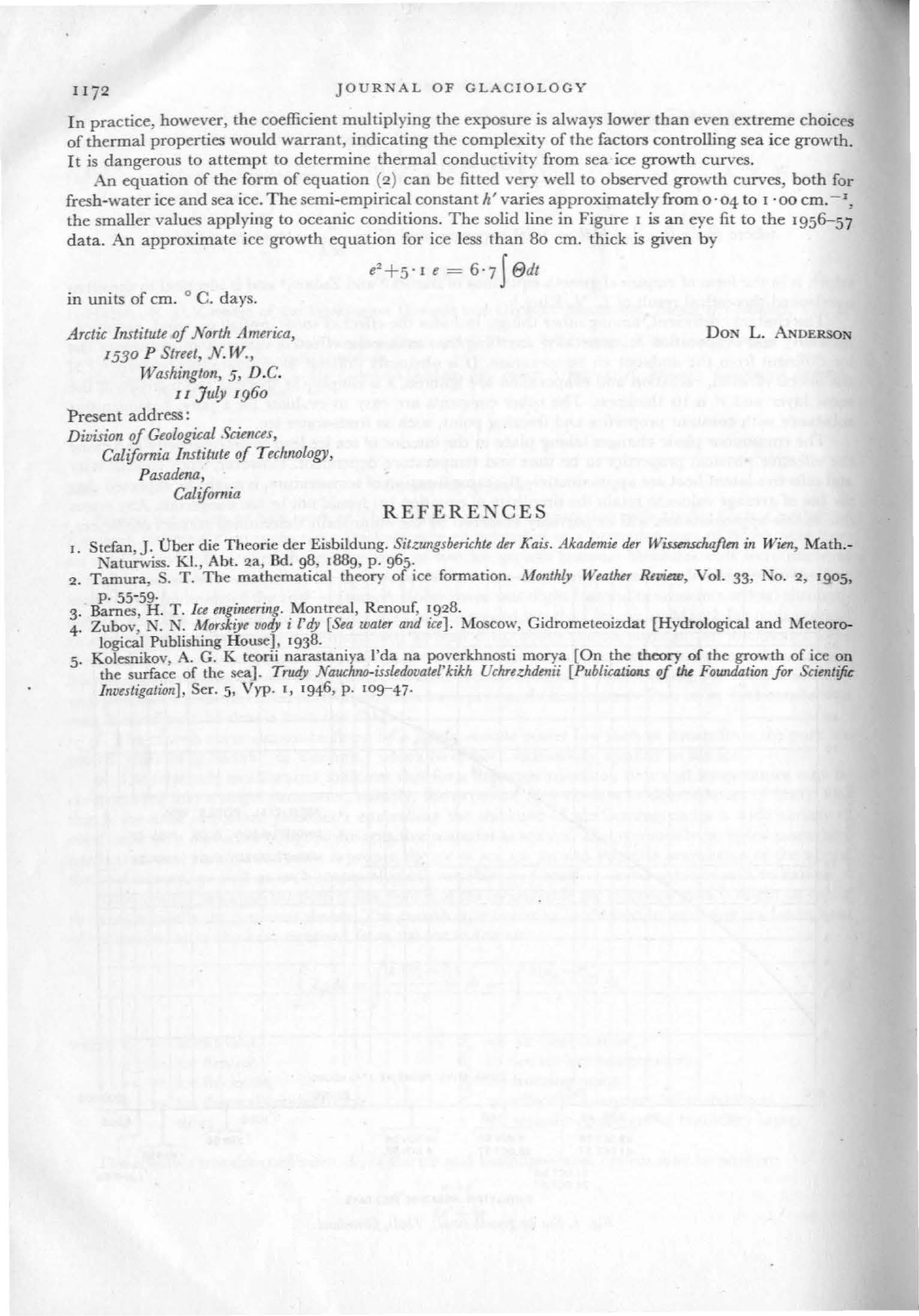In practice, however, the coefficient multiplying the exposure is always lower than even extreme choices of thermal properties would warrant, indicating the complexity of the factors controlling sea ice growth. It is dangerous to attempt to determine thermal conductivity from sea ice growth curves.

An equation of the form of equation (2) can be fitted very well to observed growth curves, both for fresh-water ice and sea ice. The semi-empirical constant $h'$ varies approximately from 0·04 to 1·00 cm.$^{-1}$, the smaller values applying to oceanic conditions. The solid line in Figure 1 is an eye fit to the 1956–57 data. An approximate ice growth equation for ice less than 80 cm. thick is given by

$$e^2 + 5 \cdot 1\, e = 6 \cdot 7 \int \Theta dt$$

in units of cm. ° C. days.

*Arctic Institute of North America,*
*1530 P Street, N.W.,*
*Washington, 5, D.C.*
*11 July 1960*

Don L. Anderson

Present address:
*Division of Geological Sciences,*
*California Institute of Technology,*
*Pasadena,*
*California*

## REFERENCES

1. Stefan, J. Über die Theorie der Eisbildung. *Sitzungsberichte der Kais. Akademie der Wissenschaften in Wien*, Math.-Naturwiss. Kl., Abt. 2a, Bd. 98, 1889, p. 965.
2. Tamura, S. T. The mathematical theory of ice formation. *Monthly Weather Review*, Vol. 33, No. 2, 1905, p. 55–59.
3. Barnes, H. T. *Ice engineering*. Montreal, Renouf, 1928.
4. Zubov, N. N. *Morskiye vody i l'dy* [*Sea water and ice*]. Moscow, Gidrometeoizdat [Hydrological and Meteorological Publishing House], 1938.
5. Kolesnikov, A. G. K teorii narastaniya l'da na poverkhnosti morya [On the theory of the growth of ice on the surface of the sea]. *Trudy Nauchno-issledovatel'kikh Uchrezhdenii* [*Publications of the Foundation for Scientific Investigation*], Ser. 5, Vyp. 1, 1946, p. 109–47.